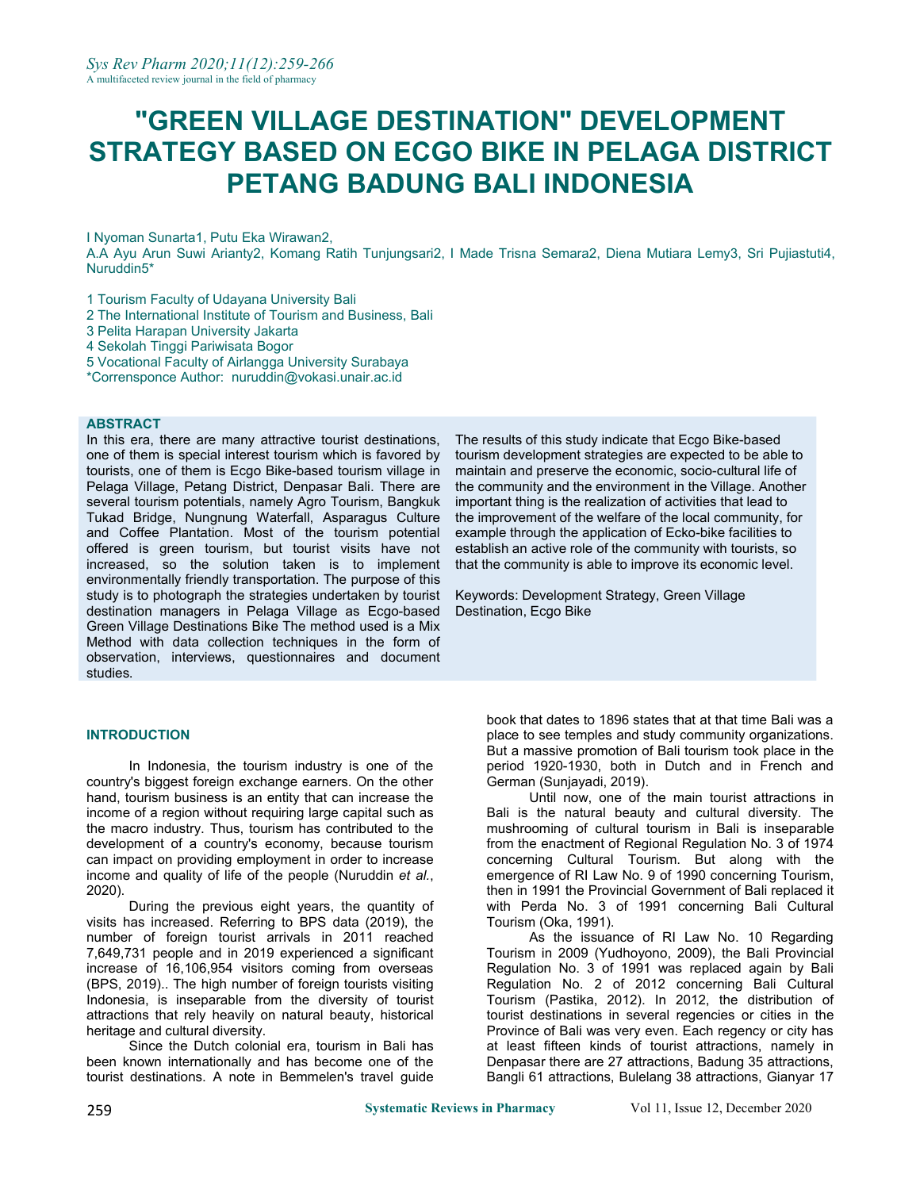# "GREEN VILLAGE DESTINATION" DEVELOPMENT STRATEGY BASED ON ECGO BIKE IN PELAGA DISTRICT PETANG BADUNG BALI INDONESIA

I Nyoman Sunarta1, Putu Eka Wirawan2,
A.A Ayu Arun Suwi Arianty2, Komang Ratih Tunjungsari2, I Made Trisna Semara2, Diena Mutiara Lemy3, Sri Pujiastuti4, Nuruddin5*

1 Tourism Faculty of Udayana University Bali
2 The International Institute of Tourism and Business, Bali
3 Pelita Harapan University Jakarta
4 Sekolah Tinggi Pariwisata Bogor
5 Vocational Faculty of Airlangga University Surabaya
*Corrensponce Author: nuruddin@vokasi.unair.ac.id

## ABSTRACT

In this era, there are many attractive tourist destinations, one of them is special interest tourism which is favored by tourists, one of them is Ecgo Bike-based tourism village in Pelaga Village, Petang District, Denpasar Bali. There are several tourism potentials, namely Agro Tourism, Bangkuk Tukad Bridge, Nungnung Waterfall, Asparagus Culture and Coffee Plantation. Most of the tourism potential offered is green tourism, but tourist visits have not increased, so the solution taken is to implement environmentally friendly transportation. The purpose of this study is to photograph the strategies undertaken by tourist destination managers in Pelaga Village as Ecgo-based Green Village Destinations Bike The method used is a Mix Method with data collection techniques in the form of observation, interviews, questionnaires and document studies.

The results of this study indicate that Ecgo Bike-based tourism development strategies are expected to be able to maintain and preserve the economic, socio-cultural life of the community and the environment in the Village. Another important thing is the realization of activities that lead to the improvement of the welfare of the local community, for example through the application of Ecko-bike facilities to establish an active role of the community with tourists, so that the community is able to improve its economic level.

Keywords: Development Strategy, Green Village Destination, Ecgo Bike

## INTRODUCTION

In Indonesia, the tourism industry is one of the country's biggest foreign exchange earners. On the other hand, tourism business is an entity that can increase the income of a region without requiring large capital such as the macro industry. Thus, tourism has contributed to the development of a country's economy, because tourism can impact on providing employment in order to increase income and quality of life of the people (Nuruddin *et al.*, 2020).

During the previous eight years, the quantity of visits has increased. Referring to BPS data (2019), the number of foreign tourist arrivals in 2011 reached 7,649,731 people and in 2019 experienced a significant increase of 16,106,954 visitors coming from overseas (BPS, 2019).. The high number of foreign tourists visiting Indonesia, is inseparable from the diversity of tourist attractions that rely heavily on natural beauty, historical heritage and cultural diversity.

Since the Dutch colonial era, tourism in Bali has been known internationally and has become one of the tourist destinations. A note in Bemmelen's travel guide book that dates to 1896 states that at that time Bali was a place to see temples and study community organizations. But a massive promotion of Bali tourism took place in the period 1920-1930, both in Dutch and in French and German (Sunjayadi, 2019).

Until now, one of the main tourist attractions in Bali is the natural beauty and cultural diversity. The mushrooming of cultural tourism in Bali is inseparable from the enactment of Regional Regulation No. 3 of 1974 concerning Cultural Tourism. But along with the emergence of RI Law No. 9 of 1990 concerning Tourism, then in 1991 the Provincial Government of Bali replaced it with Perda No. 3 of 1991 concerning Bali Cultural Tourism (Oka, 1991).

As the issuance of RI Law No. 10 Regarding Tourism in 2009 (Yudhoyono, 2009), the Bali Provincial Regulation No. 3 of 1991 was replaced again by Bali Regulation No. 2 of 2012 concerning Bali Cultural Tourism (Pastika, 2012). In 2012, the distribution of tourist destinations in several regencies or cities in the Province of Bali was very even. Each regency or city has at least fifteen kinds of tourist attractions, namely in Denpasar there are 27 attractions, Badung 35 attractions, Bangli 61 attractions, Bulelang 38 attractions, Gianyar 17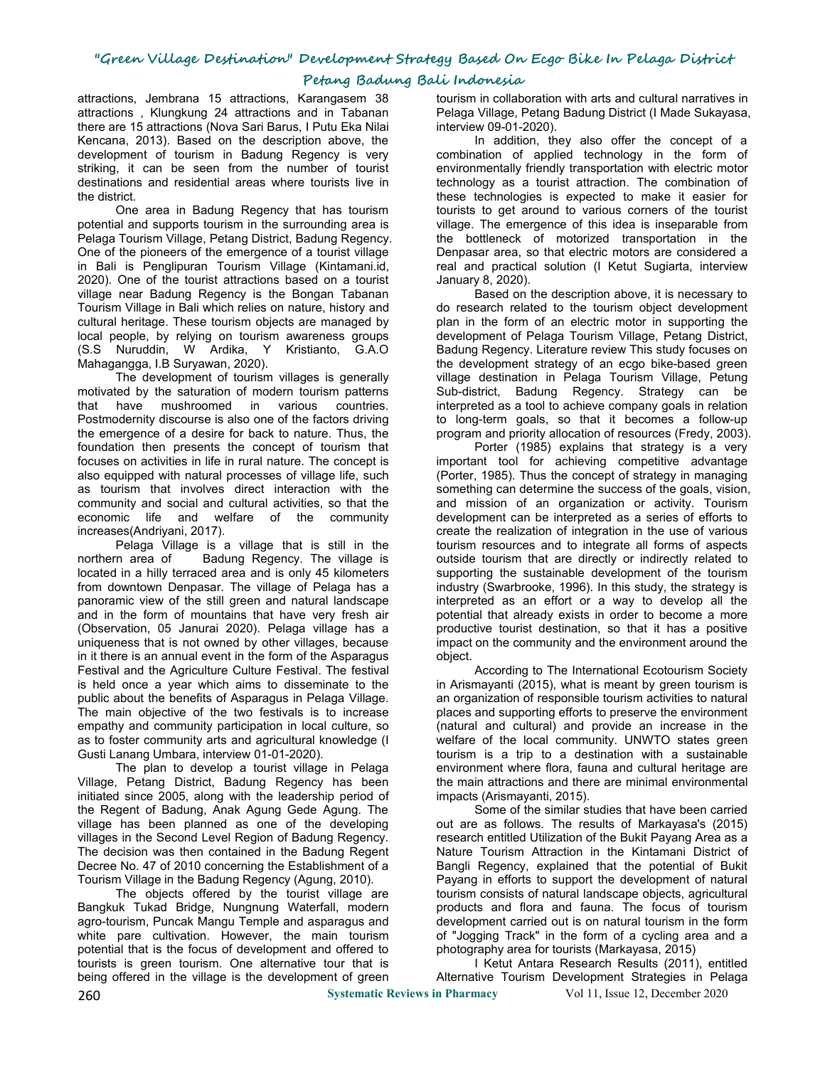attractions, Jembrana 15 attractions, Karangasem 38 attractions , Klungkung 24 attractions and in Tabanan there are 15 attractions (Nova Sari Barus, I Putu Eka Nilai Kencana, 2013). Based on the description above, the development of tourism in Badung Regency is very striking, it can be seen from the number of tourist destinations and residential areas where tourists live in the district.

One area in Badung Regency that has tourism potential and supports tourism in the surrounding area is Pelaga Tourism Village, Petang District, Badung Regency. One of the pioneers of the emergence of a tourist village in Bali is Penglipuran Tourism Village (Kintamani.id, 2020). One of the tourist attractions based on a tourist village near Badung Regency is the Bongan Tabanan Tourism Village in Bali which relies on nature, history and cultural heritage. These tourism objects are managed by local people, by relying on tourism awareness groups (S.S Nuruddin, W Ardika, Y Kristianto, G.A.O Mahagangga, I.B Suryawan, 2020).

The development of tourism villages is generally motivated by the saturation of modern tourism patterns that have mushroomed in various countries. Postmodernity discourse is also one of the factors driving the emergence of a desire for back to nature. Thus, the foundation then presents the concept of tourism that focuses on activities in life in rural nature. The concept is also equipped with natural processes of village life, such as tourism that involves direct interaction with the community and social and cultural activities, so that the economic life and welfare of the community increases(Andriyani, 2017).

Pelaga Village is a village that is still in the northern area of Badung Regency. The village is located in a hilly terraced area and is only 45 kilometers from downtown Denpasar. The village of Pelaga has a panoramic view of the still green and natural landscape and in the form of mountains that have very fresh air (Observation, 05 Janurai 2020). Pelaga village has a uniqueness that is not owned by other villages, because in it there is an annual event in the form of the Asparagus Festival and the Agriculture Culture Festival. The festival is held once a year which aims to disseminate to the public about the benefits of Asparagus in Pelaga Village. The main objective of the two festivals is to increase empathy and community participation in local culture, so as to foster community arts and agricultural knowledge (I Gusti Lanang Umbara, interview 01-01-2020).

The plan to develop a tourist village in Pelaga Village, Petang District, Badung Regency has been initiated since 2005, along with the leadership period of the Regent of Badung, Anak Agung Gede Agung. The village has been planned as one of the developing villages in the Second Level Region of Badung Regency. The decision was then contained in the Badung Regent Decree No. 47 of 2010 concerning the Establishment of a Tourism Village in the Badung Regency (Agung, 2010).

The objects offered by the tourist village are Bangkuk Tukad Bridge, Nungnung Waterfall, modern agro-tourism, Puncak Mangu Temple and asparagus and white pare cultivation. However, the main tourism potential that is the focus of development and offered to tourists is green tourism. One alternative tour that is being offered in the village is the development of green tourism in collaboration with arts and cultural narratives in Pelaga Village, Petang Badung District (I Made Sukayasa, interview 09-01-2020).

In addition, they also offer the concept of a combination of applied technology in the form of environmentally friendly transportation with electric motor technology as a tourist attraction. The combination of these technologies is expected to make it easier for tourists to get around to various corners of the tourist village. The emergence of this idea is inseparable from the bottleneck of motorized transportation in the Denpasar area, so that electric motors are considered a real and practical solution (I Ketut Sugiarta, interview January 8, 2020).

Based on the description above, it is necessary to do research related to the tourism object development plan in the form of an electric motor in supporting the development of Pelaga Tourism Village, Petang District, Badung Regency. Literature review This study focuses on the development strategy of an ecgo bike-based green village destination in Pelaga Tourism Village, Petung Sub-district, Badung Regency. Strategy can be interpreted as a tool to achieve company goals in relation to long-term goals, so that it becomes a follow-up program and priority allocation of resources (Fredy, 2003).

Porter (1985) explains that strategy is a very important tool for achieving competitive advantage (Porter, 1985). Thus the concept of strategy in managing something can determine the success of the goals, vision, and mission of an organization or activity. Tourism development can be interpreted as a series of efforts to create the realization of integration in the use of various tourism resources and to integrate all forms of aspects outside tourism that are directly or indirectly related to supporting the sustainable development of the tourism industry (Swarbrooke, 1996). In this study, the strategy is interpreted as an effort or a way to develop all the potential that already exists in order to become a more productive tourist destination, so that it has a positive impact on the community and the environment around the object.

According to The International Ecotourism Society in Arismayanti (2015), what is meant by green tourism is an organization of responsible tourism activities to natural places and supporting efforts to preserve the environment (natural and cultural) and provide an increase in the welfare of the local community. UNWTO states green tourism is a trip to a destination with a sustainable environment where flora, fauna and cultural heritage are the main attractions and there are minimal environmental impacts (Arismayanti, 2015).

Some of the similar studies that have been carried out are as follows. The results of Markayasa's (2015) research entitled Utilization of the Bukit Payang Area as a Nature Tourism Attraction in the Kintamani District of Bangli Regency, explained that the potential of Bukit Payang in efforts to support the development of natural tourism consists of natural landscape objects, agricultural products and flora and fauna. The focus of tourism development carried out is on natural tourism in the form of "Jogging Track" in the form of a cycling area and a photography area for tourists (Markayasa, 2015)

I Ketut Antara Research Results (2011), entitled Alternative Tourism Development Strategies in Pelaga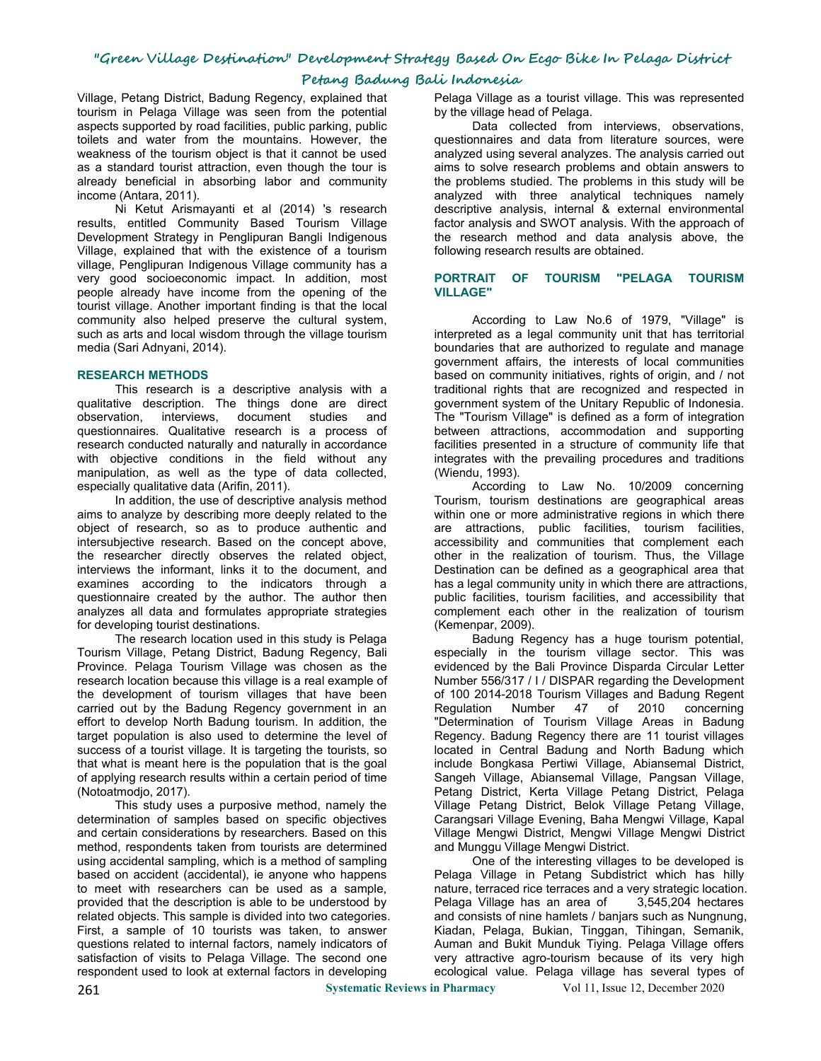Village, Petang District, Badung Regency, explained that tourism in Pelaga Village was seen from the potential aspects supported by road facilities, public parking, public toilets and water from the mountains. However, the weakness of the tourism object is that it cannot be used as a standard tourist attraction, even though the tour is already beneficial in absorbing labor and community income (Antara, 2011).

Ni Ketut Arismayanti et al (2014) 's research results, entitled Community Based Tourism Village Development Strategy in Penglipuran Bangli Indigenous Village, explained that with the existence of a tourism village, Penglipuran Indigenous Village community has a very good socioeconomic impact. In addition, most people already have income from the opening of the tourist village. Another important finding is that the local community also helped preserve the cultural system, such as arts and local wisdom through the village tourism media (Sari Adnyani, 2014).

## RESEARCH METHODS

This research is a descriptive analysis with a qualitative description. The things done are direct observation, interviews, document studies and questionnaires. Qualitative research is a process of research conducted naturally and naturally in accordance with objective conditions in the field without any manipulation, as well as the type of data collected, especially qualitative data (Arifin, 2011).

In addition, the use of descriptive analysis method aims to analyze by describing more deeply related to the object of research, so as to produce authentic and intersubjective research. Based on the concept above, the researcher directly observes the related object, interviews the informant, links it to the document, and examines according to the indicators through a questionnaire created by the author. The author then analyzes all data and formulates appropriate strategies for developing tourist destinations.

The research location used in this study is Pelaga Tourism Village, Petang District, Badung Regency, Bali Province. Pelaga Tourism Village was chosen as the research location because this village is a real example of the development of tourism villages that have been carried out by the Badung Regency government in an effort to develop North Badung tourism. In addition, the target population is also used to determine the level of success of a tourist village. It is targeting the tourists, so that what is meant here is the population that is the goal of applying research results within a certain period of time (Notoatmodjo, 2017).

This study uses a purposive method, namely the determination of samples based on specific objectives and certain considerations by researchers. Based on this method, respondents taken from tourists are determined using accidental sampling, which is a method of sampling based on accident (accidental), ie anyone who happens to meet with researchers can be used as a sample, provided that the description is able to be understood by related objects. This sample is divided into two categories. First, a sample of 10 tourists was taken, to answer questions related to internal factors, namely indicators of satisfaction of visits to Pelaga Village. The second one respondent used to look at external factors in developing Pelaga Village as a tourist village. This was represented by the village head of Pelaga.

Data collected from interviews, observations, questionnaires and data from literature sources, were analyzed using several analyzes. The analysis carried out aims to solve research problems and obtain answers to the problems studied. The problems in this study will be analyzed with three analytical techniques namely descriptive analysis, internal & external environmental factor analysis and SWOT analysis. With the approach of the research method and data analysis above, the following research results are obtained.

## PORTRAIT OF TOURISM "PELAGA TOURISM VILLAGE"

According to Law No.6 of 1979, "Village" is interpreted as a legal community unit that has territorial boundaries that are authorized to regulate and manage government affairs, the interests of local communities based on community initiatives, rights of origin, and / not traditional rights that are recognized and respected in government system of the Unitary Republic of Indonesia. The "Tourism Village" is defined as a form of integration between attractions, accommodation and supporting facilities presented in a structure of community life that integrates with the prevailing procedures and traditions (Wiendu, 1993).

According to Law No. 10/2009 concerning Tourism, tourism destinations are geographical areas within one or more administrative regions in which there are attractions, public facilities, tourism facilities, accessibility and communities that complement each other in the realization of tourism. Thus, the Village Destination can be defined as a geographical area that has a legal community unity in which there are attractions, public facilities, tourism facilities, and accessibility that complement each other in the realization of tourism (Kemenpar, 2009).

Badung Regency has a huge tourism potential, especially in the tourism village sector. This was evidenced by the Bali Province Disparda Circular Letter Number 556/317 / I / DISPAR regarding the Development of 100 2014-2018 Tourism Villages and Badung Regent Regulation Number 47 of 2010 concerning "Determination of Tourism Village Areas in Badung Regency. Badung Regency there are 11 tourist villages located in Central Badung and North Badung which include Bongkasa Pertiwi Village, Abiansemal District, Sangeh Village, Abiansemal Village, Pangsan Village, Petang District, Kerta Village Petang District, Pelaga Village Petang District, Belok Village Petang Village, Carangsari Village Evening, Baha Mengwi Village, Kapal Village Mengwi District, Mengwi Village Mengwi District and Munggu Village Mengwi District.

One of the interesting villages to be developed is Pelaga Village in Petang Subdistrict which has hilly nature, terraced rice terraces and a very strategic location. Pelaga Village has an area of 3,545,204 hectares and consists of nine hamlets / banjars such as Nungnung, Kiadan, Pelaga, Bukian, Tinggan, Tihingan, Semanik, Auman and Bukit Munduk Tiying. Pelaga Village offers very attractive agro-tourism because of its very high ecological value. Pelaga village has several types of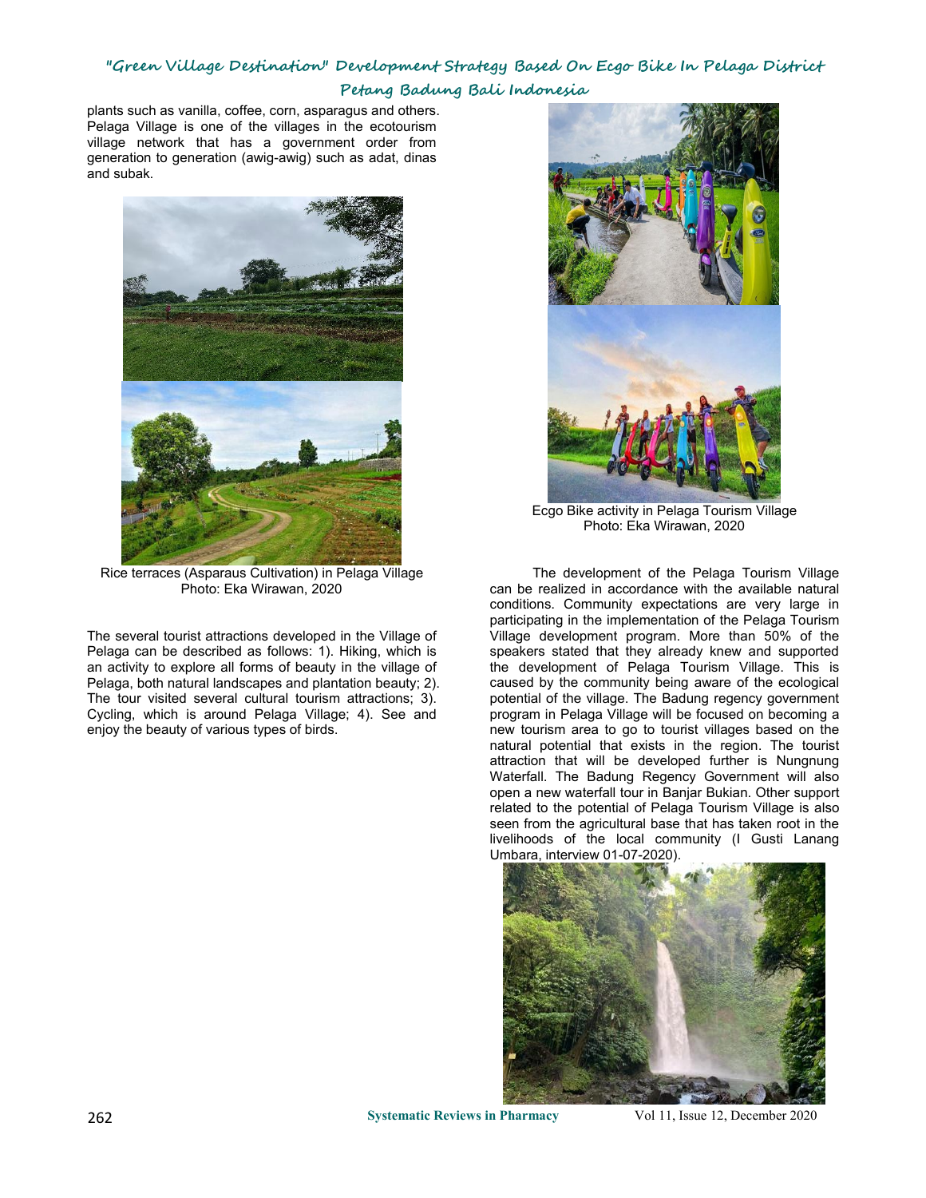plants such as vanilla, coffee, corn, asparagus and others. Pelaga Village is one of the villages in the ecotourism village network that has a government order from generation to generation (awig-awig) such as adat, dinas and subak.

Rice terraces (Asparaus Cultivation) in Pelaga Village
Photo: Eka Wirawan, 2020

The several tourist attractions developed in the Village of Pelaga can be described as follows: 1). Hiking, which is an activity to explore all forms of beauty in the village of Pelaga, both natural landscapes and plantation beauty; 2). The tour visited several cultural tourism attractions; 3). Cycling, which is around Pelaga Village; 4). See and enjoy the beauty of various types of birds.

Ecgo Bike activity in Pelaga Tourism Village
Photo: Eka Wirawan, 2020

The development of the Pelaga Tourism Village can be realized in accordance with the available natural conditions. Community expectations are very large in participating in the implementation of the Pelaga Tourism Village development program. More than 50% of the speakers stated that they already knew and supported the development of Pelaga Tourism Village. This is caused by the community being aware of the ecological potential of the village. The Badung regency government program in Pelaga Village will be focused on becoming a new tourism area to go to tourist villages based on the natural potential that exists in the region. The tourist attraction that will be developed further is Nungnung Waterfall. The Badung Regency Government will also open a new waterfall tour in Banjar Bukian. Other support related to the potential of Pelaga Tourism Village is also seen from the agricultural base that has taken root in the livelihoods of the local community (I Gusti Lanang Umbara, interview 01-07-2020).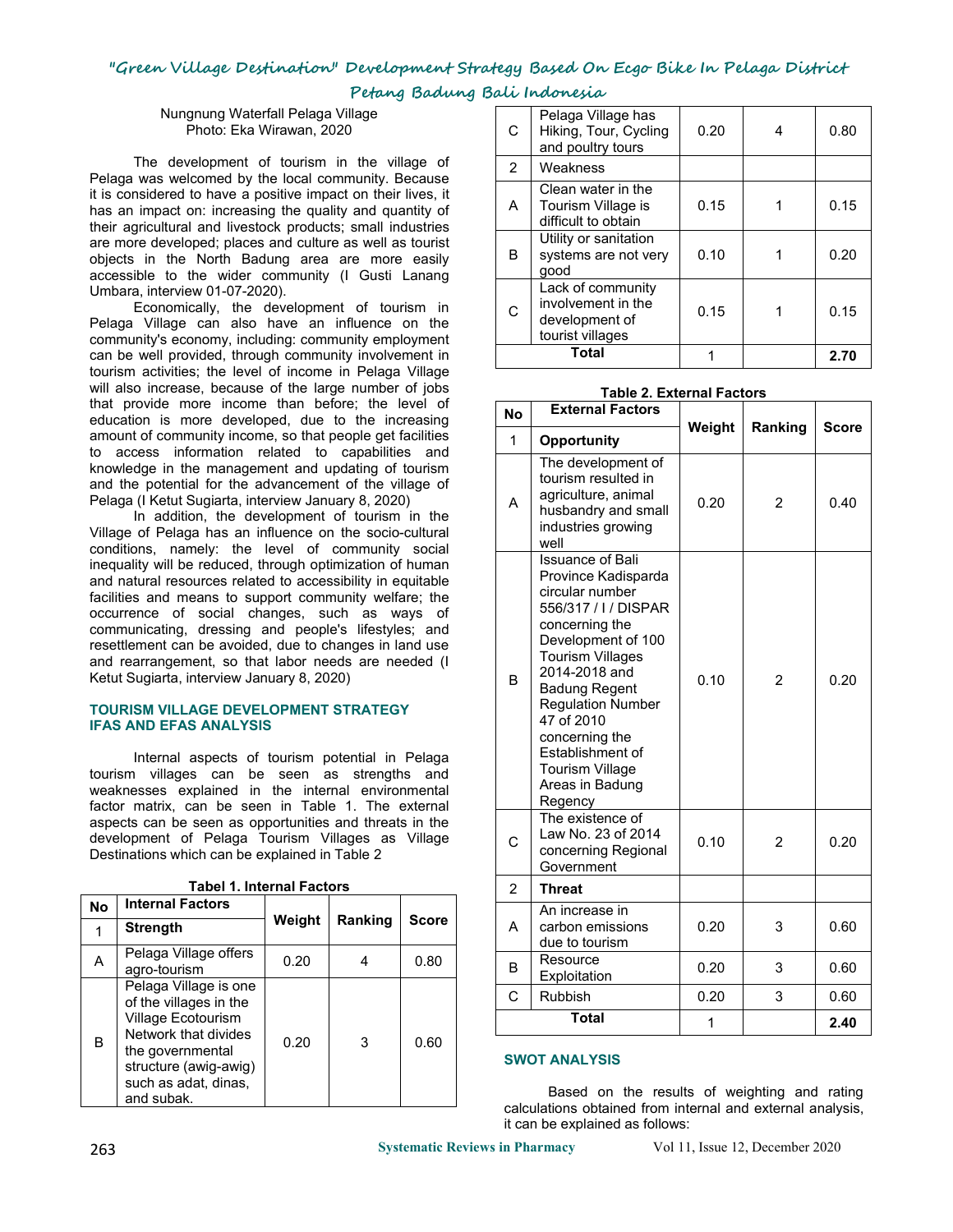Nungnung Waterfall Pelaga Village
Photo: Eka Wirawan, 2020

The development of tourism in the village of Pelaga was welcomed by the local community. Because it is considered to have a positive impact on their lives, it has an impact on: increasing the quality and quantity of their agricultural and livestock products; small industries are more developed; places and culture as well as tourist objects in the North Badung area are more easily accessible to the wider community (I Gusti Lanang Umbara, interview 01-07-2020).

Economically, the development of tourism in Pelaga Village can also have an influence on the community's economy, including: community employment can be well provided, through community involvement in tourism activities; the level of income in Pelaga Village will also increase, because of the large number of jobs that provide more income than before; the level of education is more developed, due to the increasing amount of community income, so that people get facilities to access information related to capabilities and knowledge in the management and updating of tourism and the potential for the advancement of the village of Pelaga (I Ketut Sugiarta, interview January 8, 2020)

In addition, the development of tourism in the Village of Pelaga has an influence on the socio-cultural conditions, namely: the level of community social inequality will be reduced, through optimization of human and natural resources related to accessibility in equitable facilities and means to support community welfare; the occurrence of social changes, such as ways of communicating, dressing and people's lifestyles; and resettlement can be avoided, due to changes in land use and rearrangement, so that labor needs are needed (I Ketut Sugiarta, interview January 8, 2020)

## TOURISM VILLAGE DEVELOPMENT STRATEGY IFAS AND EFAS ANALYSIS

Internal aspects of tourism potential in Pelaga tourism villages can be seen as strengths and weaknesses explained in the internal environmental factor matrix, can be seen in Table 1. The external aspects can be seen as opportunities and threats in the development of Pelaga Tourism Villages as Village Destinations which can be explained in Table 2

**Tabel 1. Internal Factors**

| No | Internal Factors | Weight | Ranking | Score |
|---|---|---|---|---|
| 1 | **Strength** | | | |
| A | Pelaga Village offers agro-tourism | 0.20 | 4 | 0.80 |
| B | Pelaga Village is one of the villages in the Village Ecotourism Network that divides the governmental structure (awig-awig) such as adat, dinas, and subak. | 0.20 | 3 | 0.60 |
| C | Pelaga Village has Hiking, Tour, Cycling and poultry tours | 0.20 | 4 | 0.80 |
| 2 | Weakness | | | |
| A | Clean water in the Tourism Village is difficult to obtain | 0.15 | 1 | 0.15 |
| B | Utility or sanitation systems are not very good | 0.10 | 1 | 0.20 |
| C | Lack of community involvement in the development of tourist villages | 0.15 | 1 | 0.15 |
| | **Total** | 1 | | **2.70** |

**Table 2. External Factors**

| No | External Factors | Weight | Ranking | Score |
|---|---|---|---|---|
| 1 | **Opportunity** | | | |
| A | The development of tourism resulted in agriculture, animal husbandry and small industries growing well | 0.20 | 2 | 0.40 |
| B | Issuance of Bali Province Kadisparda circular number 556/317 / I / DISPAR concerning the Development of 100 Tourism Villages 2014-2018 and Badung Regent Regulation Number 47 of 2010 concerning the Establishment of Tourism Village Areas in Badung Regency | 0.10 | 2 | 0.20 |
| C | The existence of Law No. 23 of 2014 concerning Regional Government | 0.10 | 2 | 0.20 |
| 2 | **Threat** | | | |
| A | An increase in carbon emissions due to tourism | 0.20 | 3 | 0.60 |
| B | Resource Exploitation | 0.20 | 3 | 0.60 |
| C | Rubbish | 0.20 | 3 | 0.60 |
| | **Total** | 1 | | **2.40** |

## SWOT ANALYSIS

Based on the results of weighting and rating calculations obtained from internal and external analysis, it can be explained as follows: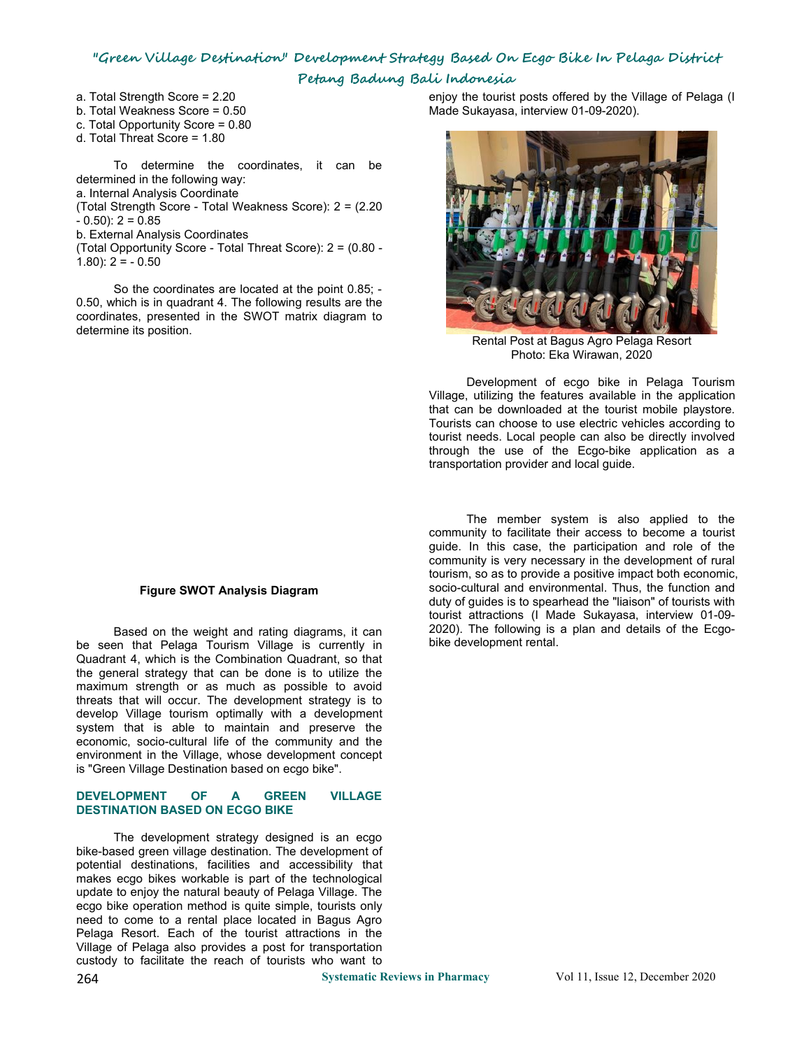a. Total Strength Score = 2.20
b. Total Weakness Score = 0.50
c. Total Opportunity Score = 0.80
d. Total Threat Score = 1.80

To determine the coordinates, it can be determined in the following way:
a. Internal Analysis Coordinate
(Total Strength Score - Total Weakness Score): 2 = (2.20 - 0.50): 2 = 0.85
b. External Analysis Coordinates
(Total Opportunity Score - Total Threat Score): 2 = (0.80 - 1.80): 2 = - 0.50

So the coordinates are located at the point 0.85; -0.50, which is in quadrant 4. The following results are the coordinates, presented in the SWOT matrix diagram to determine its position.

**Figure SWOT Analysis Diagram**

Based on the weight and rating diagrams, it can be seen that Pelaga Tourism Village is currently in Quadrant 4, which is the Combination Quadrant, so that the general strategy that can be done is to utilize the maximum strength or as much as possible to avoid threats that will occur. The development strategy is to develop Village tourism optimally with a development system that is able to maintain and preserve the economic, socio-cultural life of the community and the environment in the Village, whose development concept is "Green Village Destination based on ecgo bike".

## DEVELOPMENT OF A GREEN VILLAGE DESTINATION BASED ON ECGO BIKE

The development strategy designed is an ecgo bike-based green village destination. The development of potential destinations, facilities and accessibility that makes ecgo bikes workable is part of the technological update to enjoy the natural beauty of Pelaga Village. The ecgo bike operation method is quite simple, tourists only need to come to a rental place located in Bagus Agro Pelaga Resort. Each of the tourist attractions in the Village of Pelaga also provides a post for transportation custody to facilitate the reach of tourists who want to enjoy the tourist posts offered by the Village of Pelaga (I Made Sukayasa, interview 01-09-2020).

Rental Post at Bagus Agro Pelaga Resort
Photo: Eka Wirawan, 2020

Development of ecgo bike in Pelaga Tourism Village, utilizing the features available in the application that can be downloaded at the tourist mobile playstore. Tourists can choose to use electric vehicles according to tourist needs. Local people can also be directly involved through the use of the Ecgo-bike application as a transportation provider and local guide.

The member system is also applied to the community to facilitate their access to become a tourist guide. In this case, the participation and role of the community is very necessary in the development of rural tourism, so as to provide a positive impact both economic, socio-cultural and environmental. Thus, the function and duty of guides is to spearhead the "liaison" of tourists with tourist attractions (I Made Sukayasa, interview 01-09-2020). The following is a plan and details of the Ecgo-bike development rental.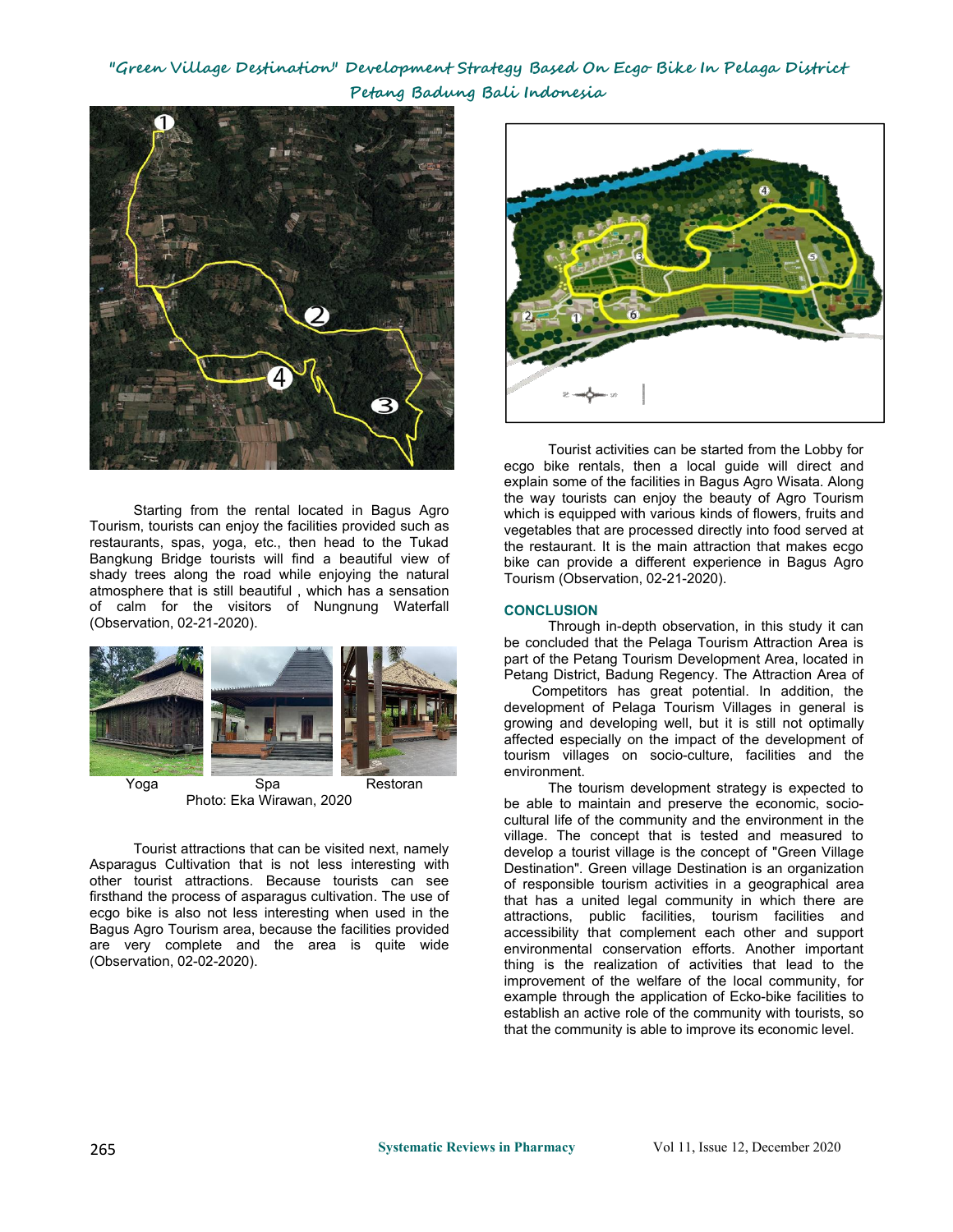Starting from the rental located in Bagus Agro Tourism, tourists can enjoy the facilities provided such as restaurants, spas, yoga, etc., then head to the Tukad Bangkung Bridge tourists will find a beautiful view of shady trees along the road while enjoying the natural atmosphere that is still beautiful , which has a sensation of calm for the visitors of Nungnung Waterfall (Observation, 02-21-2020).

Yoga Spa Restoran

Photo: Eka Wirawan, 2020

Tourist attractions that can be visited next, namely Asparagus Cultivation that is not less interesting with other tourist attractions. Because tourists can see firsthand the process of asparagus cultivation. The use of ecgo bike is also not less interesting when used in the Bagus Agro Tourism area, because the facilities provided are very complete and the area is quite wide (Observation, 02-02-2020).

Tourist activities can be started from the Lobby for ecgo bike rentals, then a local guide will direct and explain some of the facilities in Bagus Agro Wisata. Along the way tourists can enjoy the beauty of Agro Tourism which is equipped with various kinds of flowers, fruits and vegetables that are processed directly into food served at the restaurant. It is the main attraction that makes ecgo bike can provide a different experience in Bagus Agro Tourism (Observation, 02-21-2020).

## CONCLUSION

Through in-depth observation, in this study it can be concluded that the Pelaga Tourism Attraction Area is part of the Petang Tourism Development Area, located in Petang District, Badung Regency. The Attraction Area of Competitors has great potential. In addition, the development of Pelaga Tourism Villages in general is growing and developing well, but it is still not optimally affected especially on the impact of the development of tourism villages on socio-culture, facilities and the environment.

The tourism development strategy is expected to be able to maintain and preserve the economic, socio-cultural life of the community and the environment in the village. The concept that is tested and measured to develop a tourist village is the concept of "Green Village Destination". Green village Destination is an organization of responsible tourism activities in a geographical area that has a united legal community in which there are attractions, public facilities, tourism facilities and accessibility that complement each other and support environmental conservation efforts. Another important thing is the realization of activities that lead to the improvement of the welfare of the local community, for example through the application of Ecko-bike facilities to establish an active role of the community with tourists, so that the community is able to improve its economic level.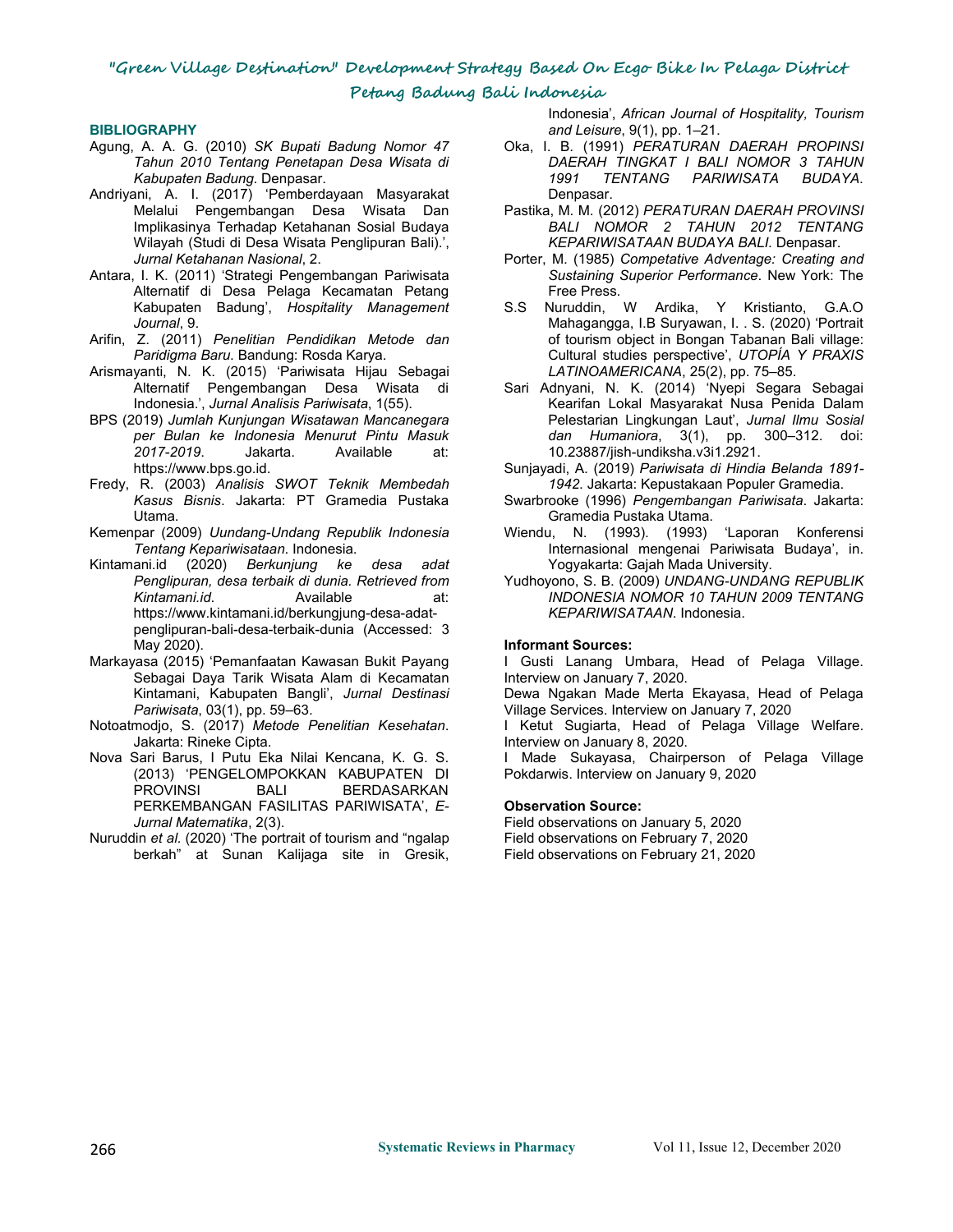## BIBLIOGRAPHY

Agung, A. A. G. (2010) *SK Bupati Badung Nomor 47 Tahun 2010 Tentang Penetapan Desa Wisata di Kabupaten Badung*. Denpasar.

Andriyani, A. I. (2017) 'Pemberdayaan Masyarakat Melalui Pengembangan Desa Wisata Dan Implikasinya Terhadap Ketahanan Sosial Budaya Wilayah (Studi di Desa Wisata Penglipuran Bali).', *Jurnal Ketahanan Nasional*, 2.

Antara, I. K. (2011) 'Strategi Pengembangan Pariwisata Alternatif di Desa Pelaga Kecamatan Petang Kabupaten Badung', *Hospitality Management Journal*, 9.

Arifin, Z. (2011) *Penelitian Pendidikan Metode dan Paridigma Baru*. Bandung: Rosda Karya.

Arismayanti, N. K. (2015) 'Pariwisata Hijau Sebagai Alternatif Pengembangan Desa Wisata di Indonesia.', *Jurnal Analisis Pariwisata*, 1(55).

BPS (2019) *Jumlah Kunjungan Wisatawan Mancanegara per Bulan ke Indonesia Menurut Pintu Masuk 2017-2019*. Jakarta. Available at: https://www.bps.go.id.

Fredy, R. (2003) *Analisis SWOT Teknik Membedah Kasus Bisnis*. Jakarta: PT Gramedia Pustaka Utama.

Kemenpar (2009) *Uundang-Undang Republik Indonesia Tentang Kepariwisataan*. Indonesia.

Kintamani.id (2020) *Berkunjung ke desa adat Penglipuran, desa terbaik di dunia. Retrieved from Kintamani.id*. Available at: https://www.kintamani.id/berkungjung-desa-adat-penglipuran-bali-desa-terbaik-dunia (Accessed: 3 May 2020).

Markayasa (2015) 'Pemanfaatan Kawasan Bukit Payang Sebagai Daya Tarik Wisata Alam di Kecamatan Kintamani, Kabupaten Bangli', *Jurnal Destinasi Pariwisata*, 03(1), pp. 59–63.

Notoatmodjo, S. (2017) *Metode Penelitian Kesehatan*. Jakarta: Rineke Cipta.

Nova Sari Barus, I Putu Eka Nilai Kencana, K. G. S. (2013) 'PENGELOMPOKKAN KABUPATEN DI PROVINSI BALI BERDASARKAN PERKEMBANGAN FASILITAS PARIWISATA', *E-Jurnal Matematika*, 2(3).

Nuruddin *et al.* (2020) 'The portrait of tourism and "ngalap berkah" at Sunan Kalijaga site in Gresik, Indonesia', *African Journal of Hospitality, Tourism and Leisure*, 9(1), pp. 1–21.

Oka, I. B. (1991) *PERATURAN DAERAH PROPINSI DAERAH TINGKAT I BALI NOMOR 3 TAHUN 1991 TENTANG PARIWISATA BUDAYA*. Denpasar.

Pastika, M. M. (2012) *PERATURAN DAERAH PROVINSI BALI NOMOR 2 TAHUN 2012 TENTANG KEPARIWISATAAN BUDAYA BALI*. Denpasar.

Porter, M. (1985) *Competative Adventage: Creating and Sustaining Superior Performance*. New York: The Free Press.

S.S Nuruddin, W Ardika, Y Kristianto, G.A.O Mahagangga, I.B Suryawan, I. . S. (2020) 'Portrait of tourism object in Bongan Tabanan Bali village: Cultural studies perspective', *UTOPÍA Y PRAXIS LATINOAMERICANA*, 25(2), pp. 75–85.

Sari Adnyani, N. K. (2014) 'Nyepi Segara Sebagai Kearifan Lokal Masyarakat Nusa Penida Dalam Pelestarian Lingkungan Laut', *Jurnal Ilmu Sosial dan Humaniora*, 3(1), pp. 300–312. doi: 10.23887/jish-undiksha.v3i1.2921.

Sunjayadi, A. (2019) *Pariwisata di Hindia Belanda 1891-1942*. Jakarta: Kepustakaan Populer Gramedia.

Swarbrooke (1996) *Pengembangan Pariwisata*. Jakarta: Gramedia Pustaka Utama.

Wiendu, N. (1993). (1993) 'Laporan Konferensi Internasional mengenai Pariwisata Budaya', in. Yogyakarta: Gajah Mada University.

Yudhoyono, S. B. (2009) *UNDANG-UNDANG REPUBLIK INDONESIA NOMOR 10 TAHUN 2009 TENTANG KEPARIWISATAAN*. Indonesia.

### Informant Sources:

I Gusti Lanang Umbara, Head of Pelaga Village. Interview on January 7, 2020.

Dewa Ngakan Made Merta Ekayasa, Head of Pelaga Village Services. Interview on January 7, 2020

I Ketut Sugiarta, Head of Pelaga Village Welfare. Interview on January 8, 2020.

I Made Sukayasa, Chairperson of Pelaga Village Pokdarwis. Interview on January 9, 2020

### Observation Source:

Field observations on January 5, 2020
Field observations on February 7, 2020
Field observations on February 21, 2020